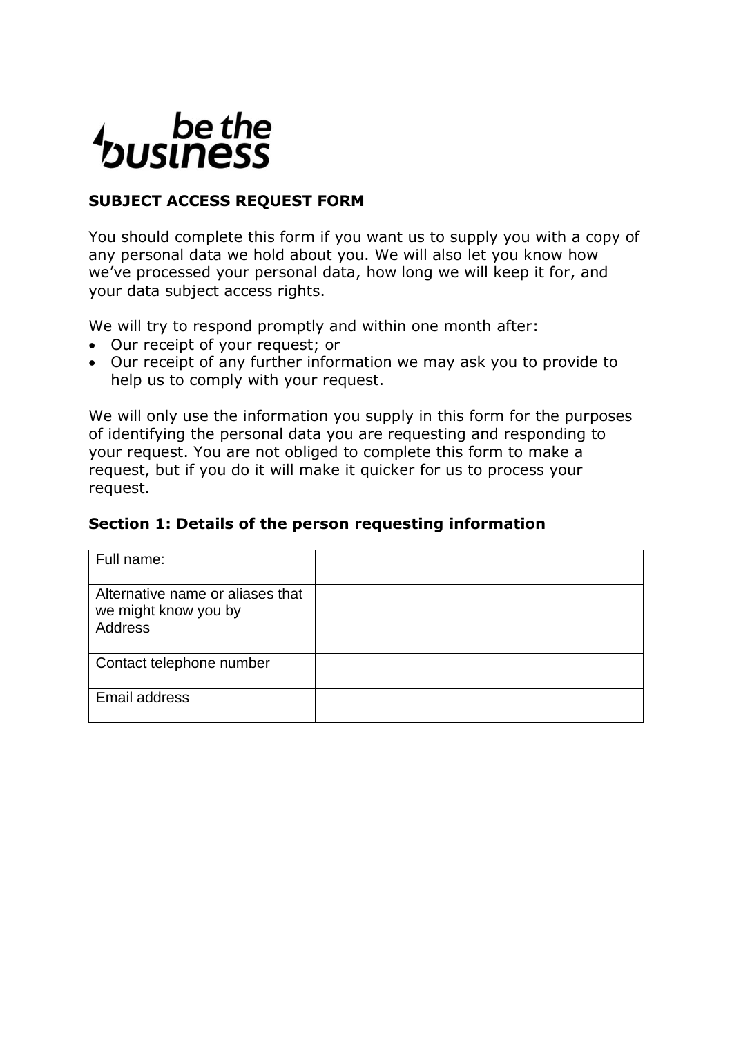be the business

**SUBJECT ACCESS REQUEST FORM**

You should complete this form if you want us to supply you with a copy of any personal data we hold about you. We will also let you know how we've processed your personal data, how long we will keep it for, and your data subject access rights.

We will try to respond promptly and within one month after:

- Our receipt of your request; or
- Our receipt of any further information we may ask you to provide to help us to comply with your request.

We will only use the information you supply in this form for the purposes of identifying the personal data you are requesting and responding to your request. You are not obliged to complete this form to make a request, but if you do it will make it quicker for us to process your request.

## Section 1: Details of the person requesting information

| | |
|---|---|
| Full name: | |
| Alternative name or aliases that we might know you by | |
| Address | |
| Contact telephone number | |
| Email address | |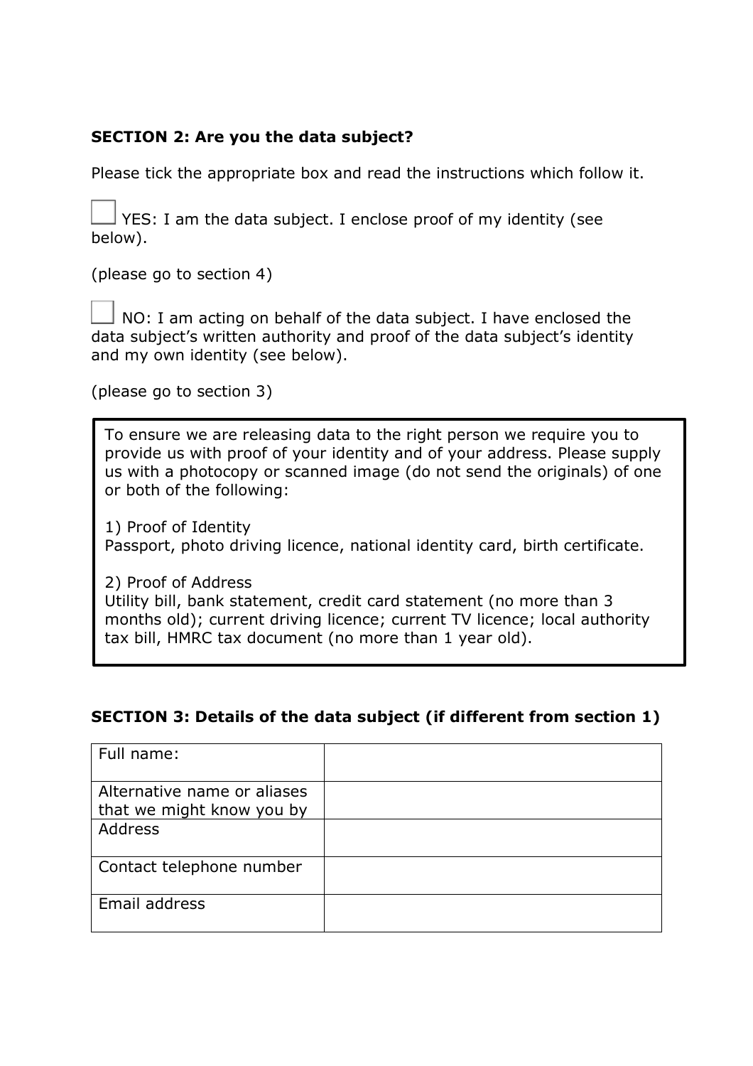**SECTION 2: Are you the data subject?**

Please tick the appropriate box and read the instructions which follow it.

☐ YES: I am the data subject. I enclose proof of my identity (see below).

(please go to section 4)

☐ NO: I am acting on behalf of the data subject. I have enclosed the data subject's written authority and proof of the data subject's identity and my own identity (see below).

(please go to section 3)

> To ensure we are releasing data to the right person we require you to provide us with proof of your identity and of your address. Please supply us with a photocopy or scanned image (do not send the originals) of one or both of the following:
>
> 1) Proof of Identity
> Passport, photo driving licence, national identity card, birth certificate.
>
> 2) Proof of Address
> Utility bill, bank statement, credit card statement (no more than 3 months old); current driving licence; current TV licence; local authority tax bill, HMRC tax document (no more than 1 year old).

**SECTION 3: Details of the data subject (if different from section 1)**

| | |
|---|---|
| Full name: | |
| Alternative name or aliases that we might know you by | |
| Address | |
| Contact telephone number | |
| Email address | |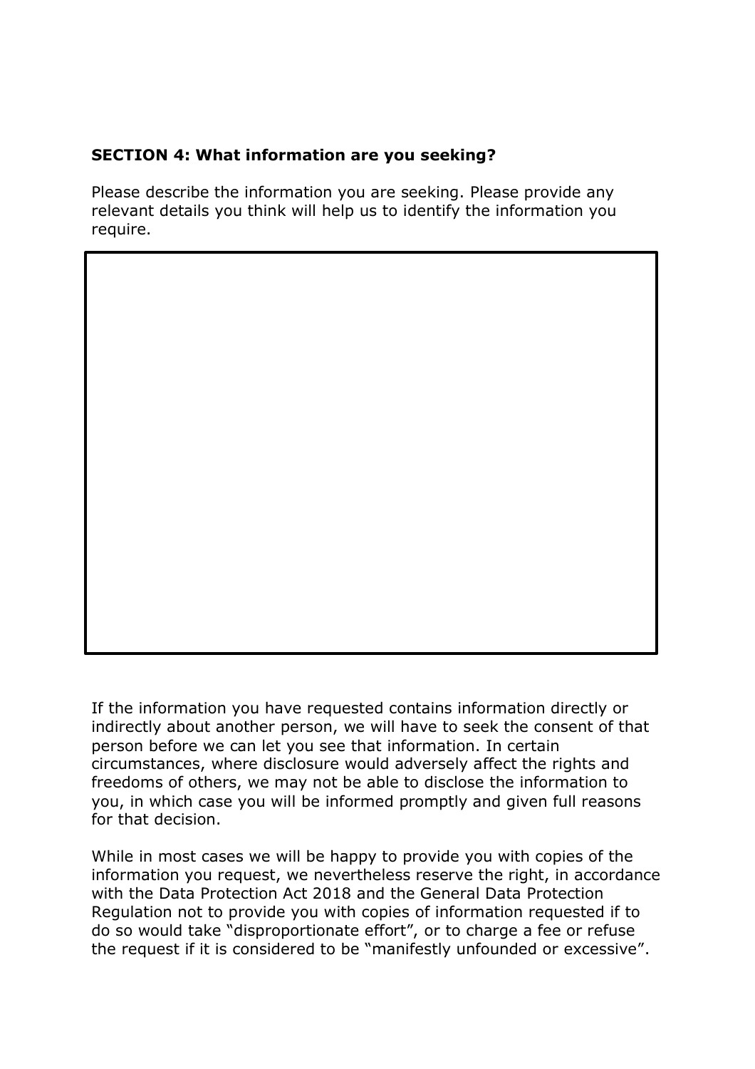**SECTION 4: What information are you seeking?**

Please describe the information you are seeking. Please provide any relevant details you think will help us to identify the information you require.

If the information you have requested contains information directly or indirectly about another person, we will have to seek the consent of that person before we can let you see that information. In certain circumstances, where disclosure would adversely affect the rights and freedoms of others, we may not be able to disclose the information to you, in which case you will be informed promptly and given full reasons for that decision.

While in most cases we will be happy to provide you with copies of the information you request, we nevertheless reserve the right, in accordance with the Data Protection Act 2018 and the General Data Protection Regulation not to provide you with copies of information requested if to do so would take "disproportionate effort", or to charge a fee or refuse the request if it is considered to be "manifestly unfounded or excessive".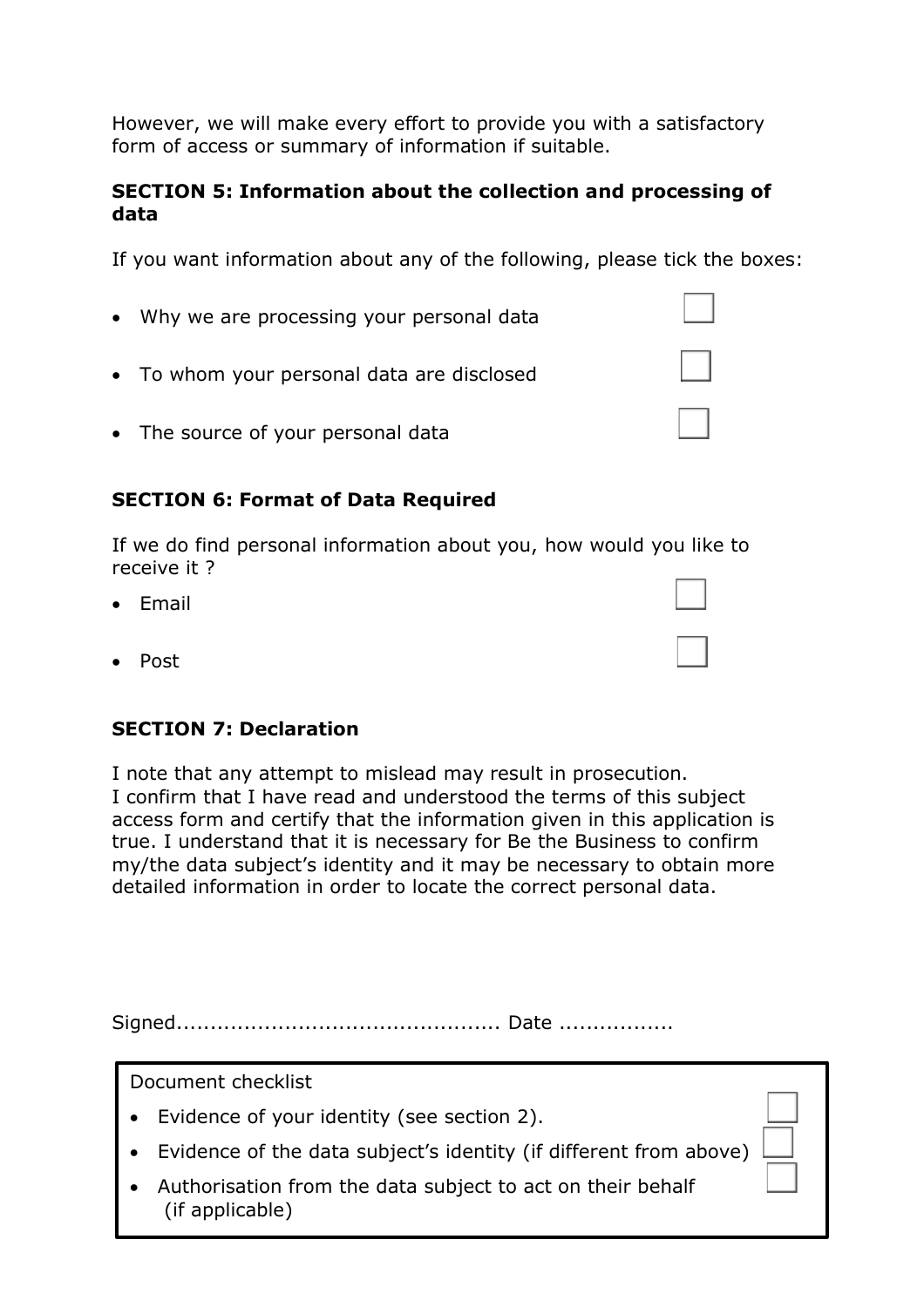However, we will make every effort to provide you with a satisfactory form of access or summary of information if suitable.

**SECTION 5: Information about the collection and processing of data**

If you want information about any of the following, please tick the boxes:

- Why we are processing your personal data ☐
- To whom your personal data are disclosed ☐
- The source of your personal data ☐

**SECTION 6: Format of Data Required**

If we do find personal information about you, how would you like to receive it ?

- Email ☐
- Post ☐

**SECTION 7: Declaration**

I note that any attempt to mislead may result in prosecution.
I confirm that I have read and understood the terms of this subject access form and certify that the information given in this application is true. I understand that it is necessary for Be the Business to confirm my/the data subject's identity and it may be necessary to obtain more detailed information in order to locate the correct personal data.

Signed............................................... Date .................

Document checklist

- Evidence of your identity (see section 2). ☐
- Evidence of the data subject's identity (if different from above) ☐
- Authorisation from the data subject to act on their behalf (if applicable) ☐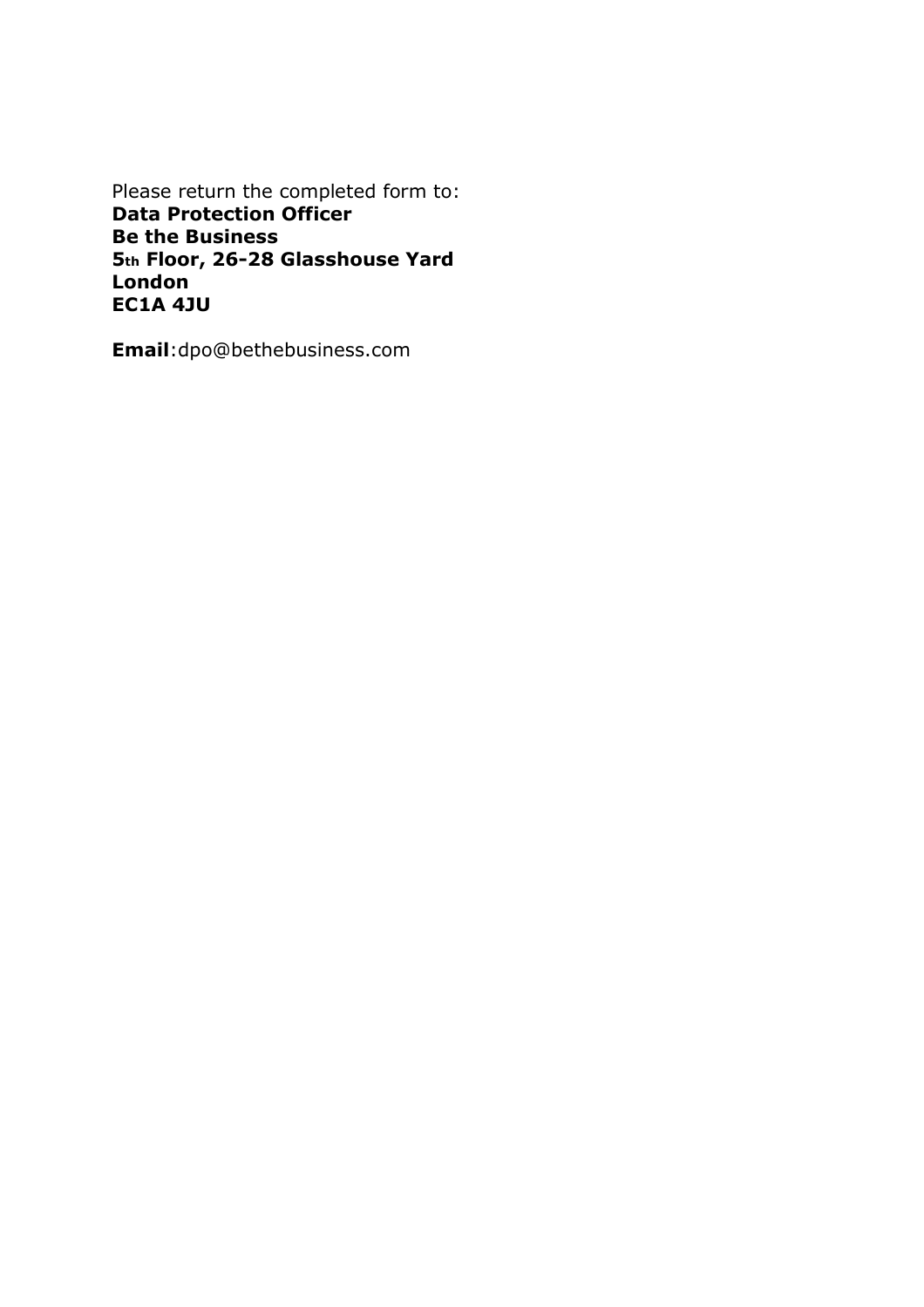Please return the completed form to:
**Data Protection Officer**
**Be the Business**
**5th Floor, 26-28 Glasshouse Yard**
**London**
**EC1A 4JU**

**Email**:dpo@bethebusiness.com